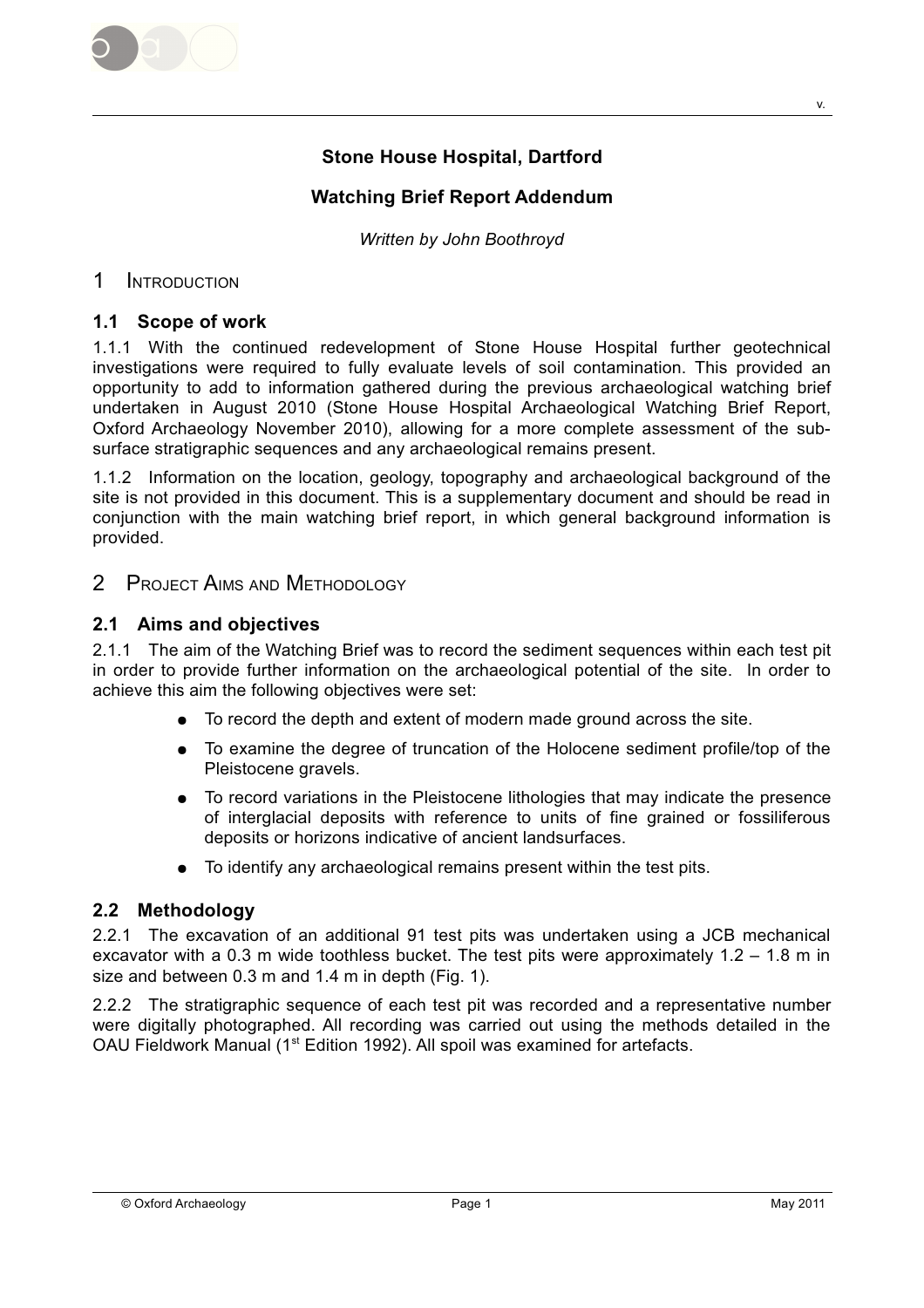# Stone House Hospital, Dartford

## Watching Brief Report Addendum

*Written by John Boothroyd*

## 1 Introduction

### 1.1 Scope of work

1.1.1 With the continued redevelopment of Stone House Hospital further geotechnical investigations were required to fully evaluate levels of soil contamination. This provided an opportunity to add to information gathered during the previous archaeological watching brief undertaken in August 2010 (Stone House Hospital Archaeological Watching Brief Report, Oxford Archaeology November 2010), allowing for a more complete assessment of the sub-surface stratigraphic sequences and any archaeological remains present.

1.1.2 Information on the location, geology, topography and archaeological background of the site is not provided in this document. This is a supplementary document and should be read in conjunction with the main watching brief report, in which general background information is provided.

## 2 Project Aims and Methodology

### 2.1 Aims and objectives

2.1.1 The aim of the Watching Brief was to record the sediment sequences within each test pit in order to provide further information on the archaeological potential of the site. In order to achieve this aim the following objectives were set:

- To record the depth and extent of modern made ground across the site.
- To examine the degree of truncation of the Holocene sediment profile/top of the Pleistocene gravels.
- To record variations in the Pleistocene lithologies that may indicate the presence of interglacial deposits with reference to units of fine grained or fossiliferous deposits or horizons indicative of ancient landsurfaces.
- To identify any archaeological remains present within the test pits.

### 2.2 Methodology

2.2.1 The excavation of an additional 91 test pits was undertaken using a JCB mechanical excavator with a 0.3 m wide toothless bucket. The test pits were approximately 1.2 – 1.8 m in size and between 0.3 m and 1.4 m in depth (Fig. 1).

2.2.2 The stratigraphic sequence of each test pit was recorded and a representative number were digitally photographed. All recording was carried out using the methods detailed in the OAU Fieldwork Manual (1st Edition 1992). All spoil was examined for artefacts.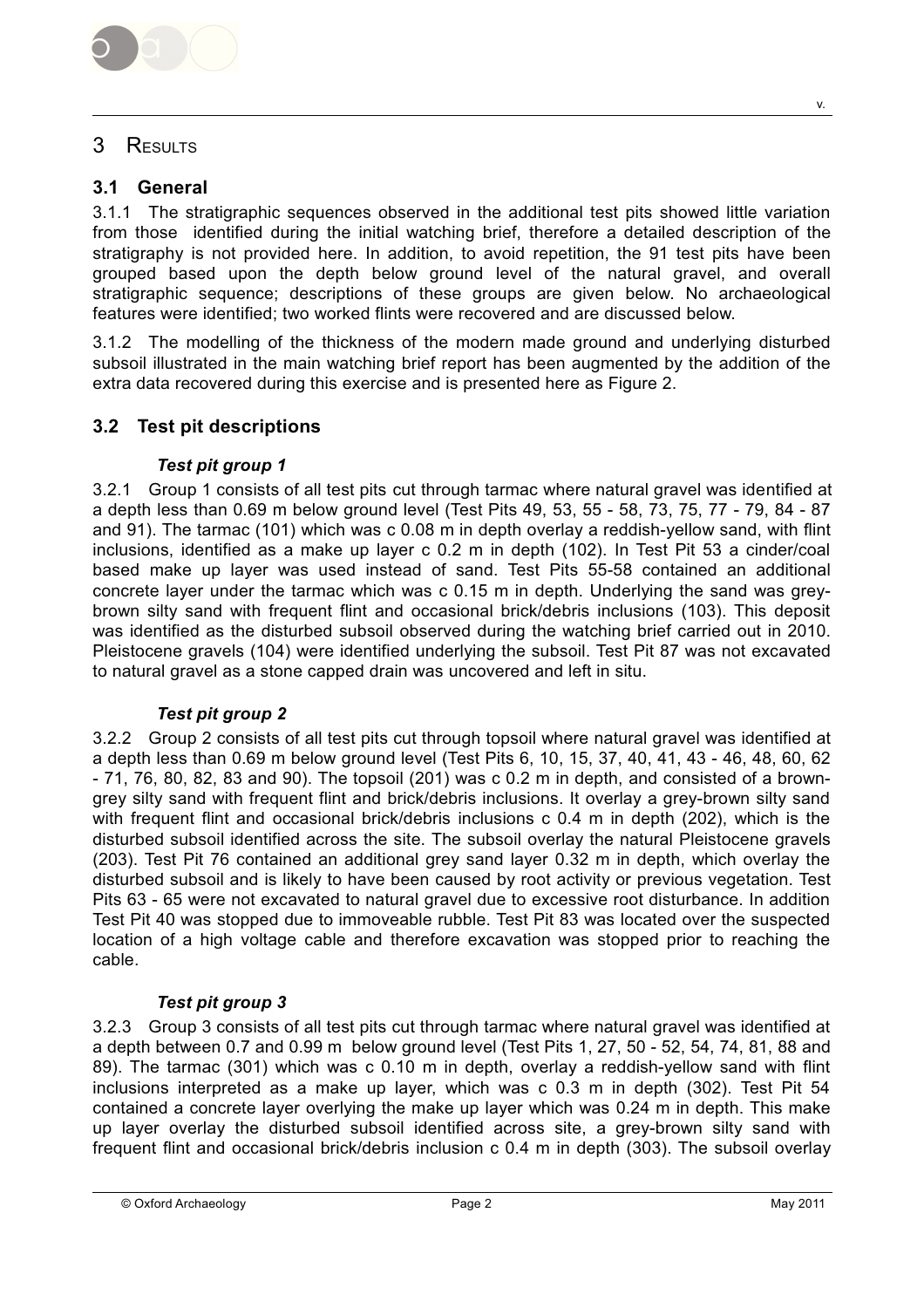# 3 Results

## 3.1 General

3.1.1 The stratigraphic sequences observed in the additional test pits showed little variation from those identified during the initial watching brief, therefore a detailed description of the stratigraphy is not provided here. In addition, to avoid repetition, the 91 test pits have been grouped based upon the depth below ground level of the natural gravel, and overall stratigraphic sequence; descriptions of these groups are given below. No archaeological features were identified; two worked flints were recovered and are discussed below.

3.1.2 The modelling of the thickness of the modern made ground and underlying disturbed subsoil illustrated in the main watching brief report has been augmented by the addition of the extra data recovered during this exercise and is presented here as Figure 2.

## 3.2 Test pit descriptions

### *Test pit group 1*

3.2.1 Group 1 consists of all test pits cut through tarmac where natural gravel was identified at a depth less than 0.69 m below ground level (Test Pits 49, 53, 55 - 58, 73, 75, 77 - 79, 84 - 87 and 91). The tarmac (101) which was c 0.08 m in depth overlay a reddish-yellow sand, with flint inclusions, identified as a make up layer c 0.2 m in depth (102). In Test Pit 53 a cinder/coal based make up layer was used instead of sand. Test Pits 55-58 contained an additional concrete layer under the tarmac which was c 0.15 m in depth. Underlying the sand was grey-brown silty sand with frequent flint and occasional brick/debris inclusions (103). This deposit was identified as the disturbed subsoil observed during the watching brief carried out in 2010. Pleistocene gravels (104) were identified underlying the subsoil. Test Pit 87 was not excavated to natural gravel as a stone capped drain was uncovered and left in situ.

### *Test pit group 2*

3.2.2 Group 2 consists of all test pits cut through topsoil where natural gravel was identified at a depth less than 0.69 m below ground level (Test Pits 6, 10, 15, 37, 40, 41, 43 - 46, 48, 60, 62 - 71, 76, 80, 82, 83 and 90). The topsoil (201) was c 0.2 m in depth, and consisted of a brown-grey silty sand with frequent flint and brick/debris inclusions. It overlay a grey-brown silty sand with frequent flint and occasional brick/debris inclusions c 0.4 m in depth (202), which is the disturbed subsoil identified across the site. The subsoil overlay the natural Pleistocene gravels (203). Test Pit 76 contained an additional grey sand layer 0.32 m in depth, which overlay the disturbed subsoil and is likely to have been caused by root activity or previous vegetation. Test Pits 63 - 65 were not excavated to natural gravel due to excessive root disturbance. In addition Test Pit 40 was stopped due to immoveable rubble. Test Pit 83 was located over the suspected location of a high voltage cable and therefore excavation was stopped prior to reaching the cable.

### *Test pit group 3*

3.2.3 Group 3 consists of all test pits cut through tarmac where natural gravel was identified at a depth between 0.7 and 0.99 m below ground level (Test Pits 1, 27, 50 - 52, 54, 74, 81, 88 and 89). The tarmac (301) which was c 0.10 m in depth, overlay a reddish-yellow sand with flint inclusions interpreted as a make up layer, which was c 0.3 m in depth (302). Test Pit 54 contained a concrete layer overlying the make up layer which was 0.24 m in depth. This make up layer overlay the disturbed subsoil identified across site, a grey-brown silty sand with frequent flint and occasional brick/debris inclusion c 0.4 m in depth (303). The subsoil overlay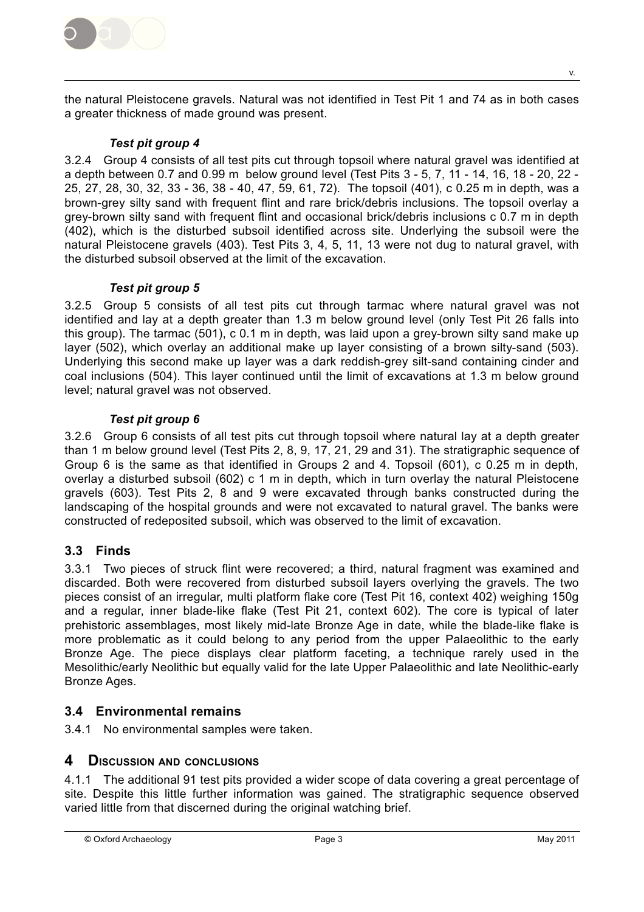the natural Pleistocene gravels. Natural was not identified in Test Pit 1 and 74 as in both cases a greater thickness of made ground was present.

### *Test pit group 4*

3.2.4 Group 4 consists of all test pits cut through topsoil where natural gravel was identified at a depth between 0.7 and 0.99 m below ground level (Test Pits 3 - 5, 7, 11 - 14, 16, 18 - 20, 22 - 25, 27, 28, 30, 32, 33 - 36, 38 - 40, 47, 59, 61, 72). The topsoil (401), c 0.25 m in depth, was a brown-grey silty sand with frequent flint and rare brick/debris inclusions. The topsoil overlay a grey-brown silty sand with frequent flint and occasional brick/debris inclusions c 0.7 m in depth (402), which is the disturbed subsoil identified across site. Underlying the subsoil were the natural Pleistocene gravels (403). Test Pits 3, 4, 5, 11, 13 were not dug to natural gravel, with the disturbed subsoil observed at the limit of the excavation.

### *Test pit group 5*

3.2.5 Group 5 consists of all test pits cut through tarmac where natural gravel was not identified and lay at a depth greater than 1.3 m below ground level (only Test Pit 26 falls into this group). The tarmac (501), c 0.1 m in depth, was laid upon a grey-brown silty sand make up layer (502), which overlay an additional make up layer consisting of a brown silty-sand (503). Underlying this second make up layer was a dark reddish-grey silt-sand containing cinder and coal inclusions (504). This layer continued until the limit of excavations at 1.3 m below ground level; natural gravel was not observed.

### *Test pit group 6*

3.2.6 Group 6 consists of all test pits cut through topsoil where natural lay at a depth greater than 1 m below ground level (Test Pits 2, 8, 9, 17, 21, 29 and 31). The stratigraphic sequence of Group 6 is the same as that identified in Groups 2 and 4. Topsoil (601), c 0.25 m in depth, overlay a disturbed subsoil (602) c 1 m in depth, which in turn overlay the natural Pleistocene gravels (603). Test Pits 2, 8 and 9 were excavated through banks constructed during the landscaping of the hospital grounds and were not excavated to natural gravel. The banks were constructed of redeposited subsoil, which was observed to the limit of excavation.

## 3.3 Finds

3.3.1 Two pieces of struck flint were recovered; a third, natural fragment was examined and discarded. Both were recovered from disturbed subsoil layers overlying the gravels. The two pieces consist of an irregular, multi platform flake core (Test Pit 16, context 402) weighing 150g and a regular, inner blade-like flake (Test Pit 21, context 602). The core is typical of later prehistoric assemblages, most likely mid-late Bronze Age in date, while the blade-like flake is more problematic as it could belong to any period from the upper Palaeolithic to the early Bronze Age. The piece displays clear platform faceting, a technique rarely used in the Mesolithic/early Neolithic but equally valid for the late Upper Palaeolithic and late Neolithic-early Bronze Ages.

## 3.4 Environmental remains

3.4.1 No environmental samples were taken.

# 4 Discussion and conclusions

4.1.1 The additional 91 test pits provided a wider scope of data covering a great percentage of site. Despite this little further information was gained. The stratigraphic sequence observed varied little from that discerned during the original watching brief.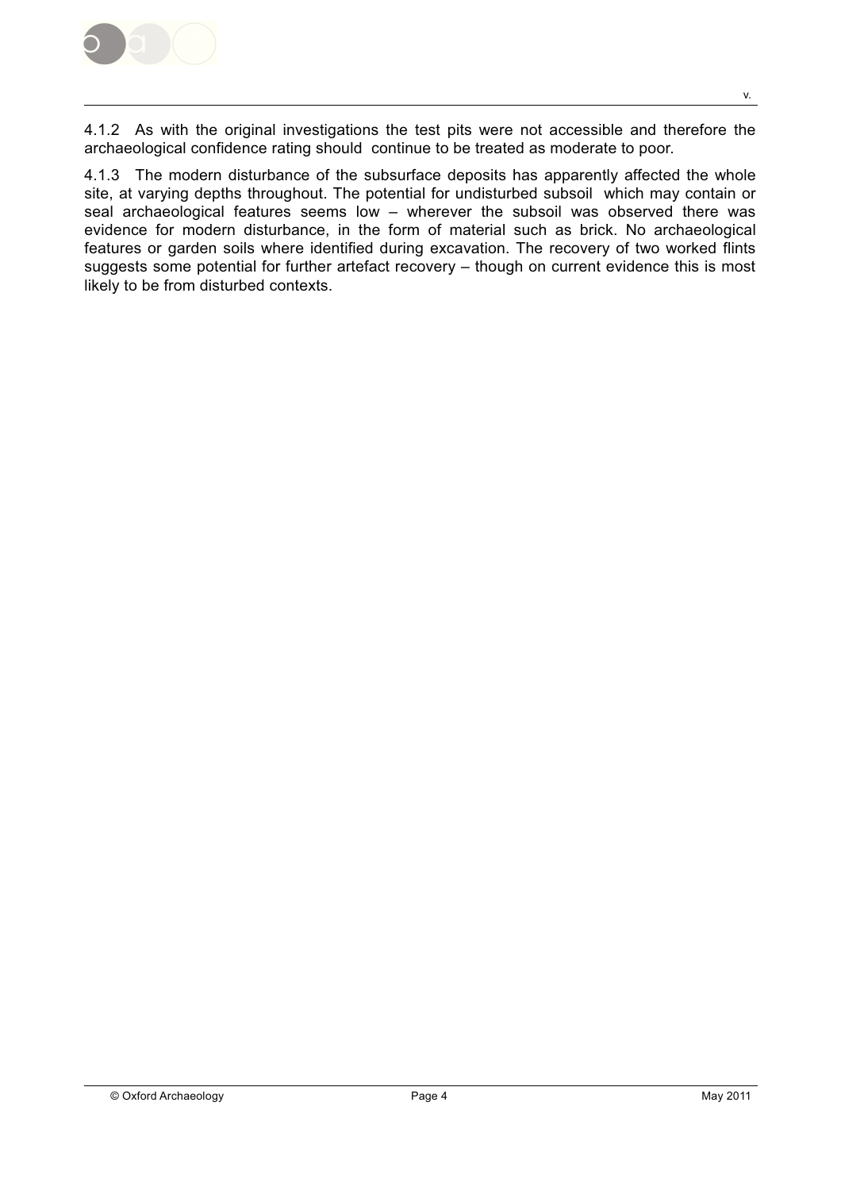4.1.2 As with the original investigations the test pits were not accessible and therefore the archaeological confidence rating should continue to be treated as moderate to poor.

4.1.3 The modern disturbance of the subsurface deposits has apparently affected the whole site, at varying depths throughout. The potential for undisturbed subsoil which may contain or seal archaeological features seems low – wherever the subsoil was observed there was evidence for modern disturbance, in the form of material such as brick. No archaeological features or garden soils where identified during excavation. The recovery of two worked flints suggests some potential for further artefact recovery – though on current evidence this is most likely to be from disturbed contexts.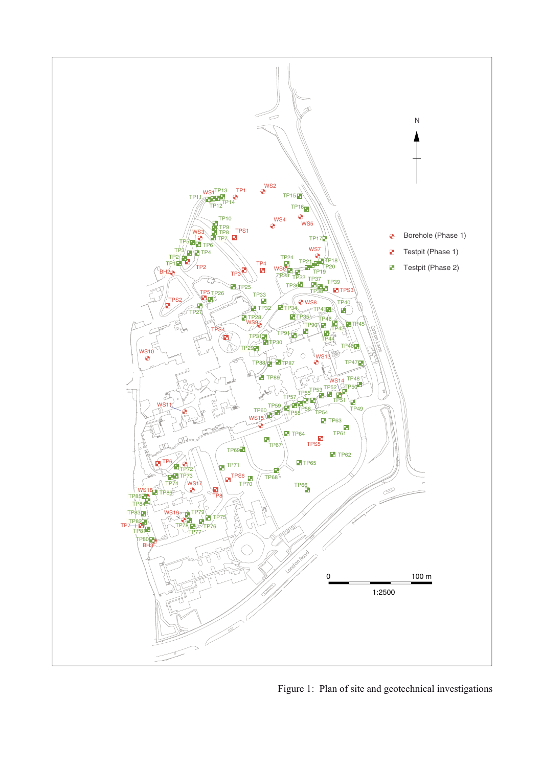Figure 1: Plan of site and geotechnical investigations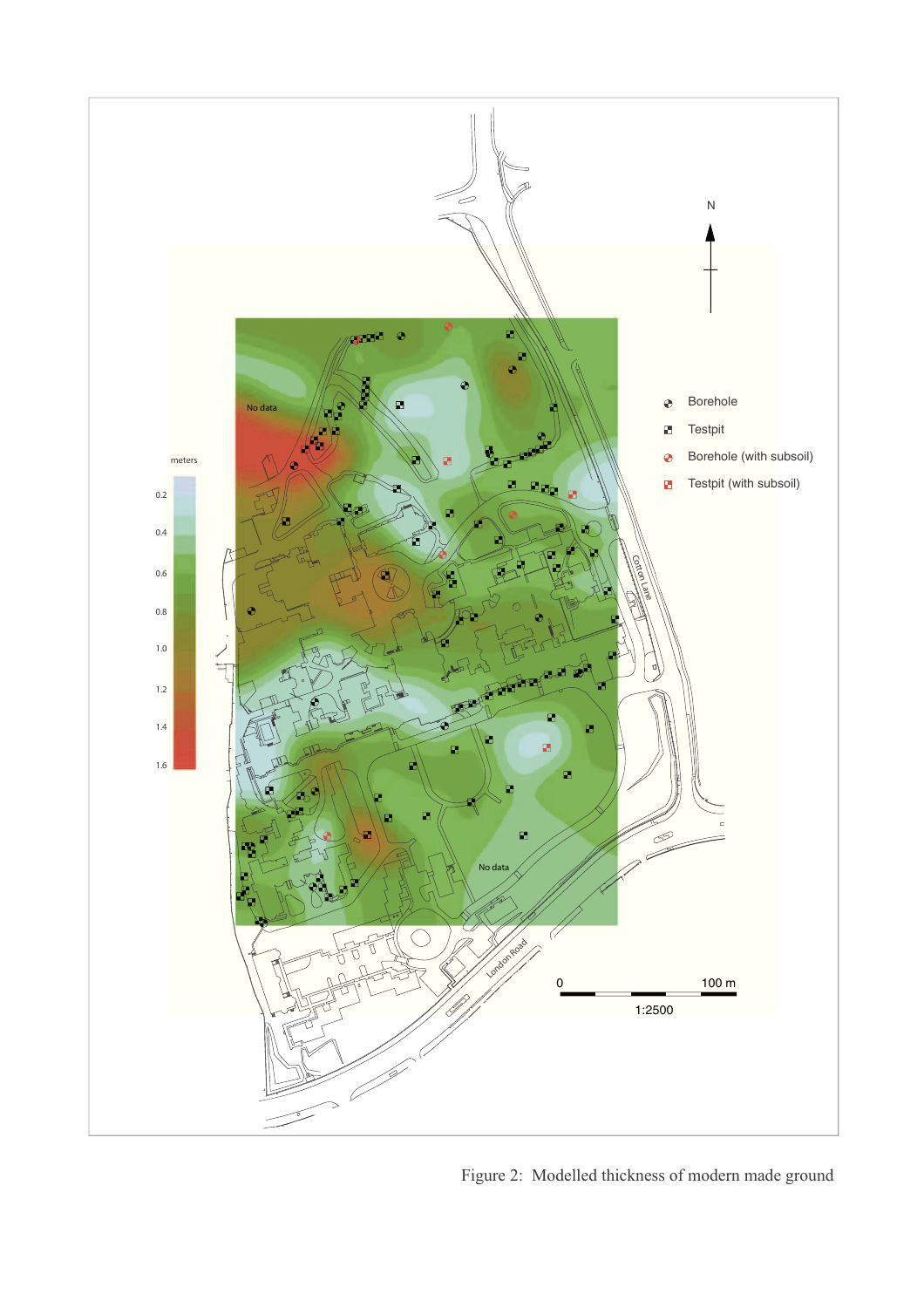N

meters

0.2

0.4

0.6

0.8

1.0

1.2

1.4

1.6

No data

No data

Borehole

Testpit

Borehole (with subsoil)

Testpit (with subsoil)

Cotton Lane

London Road

0

100 m

1:2500

Figure 2: Modelled thickness of modern made ground